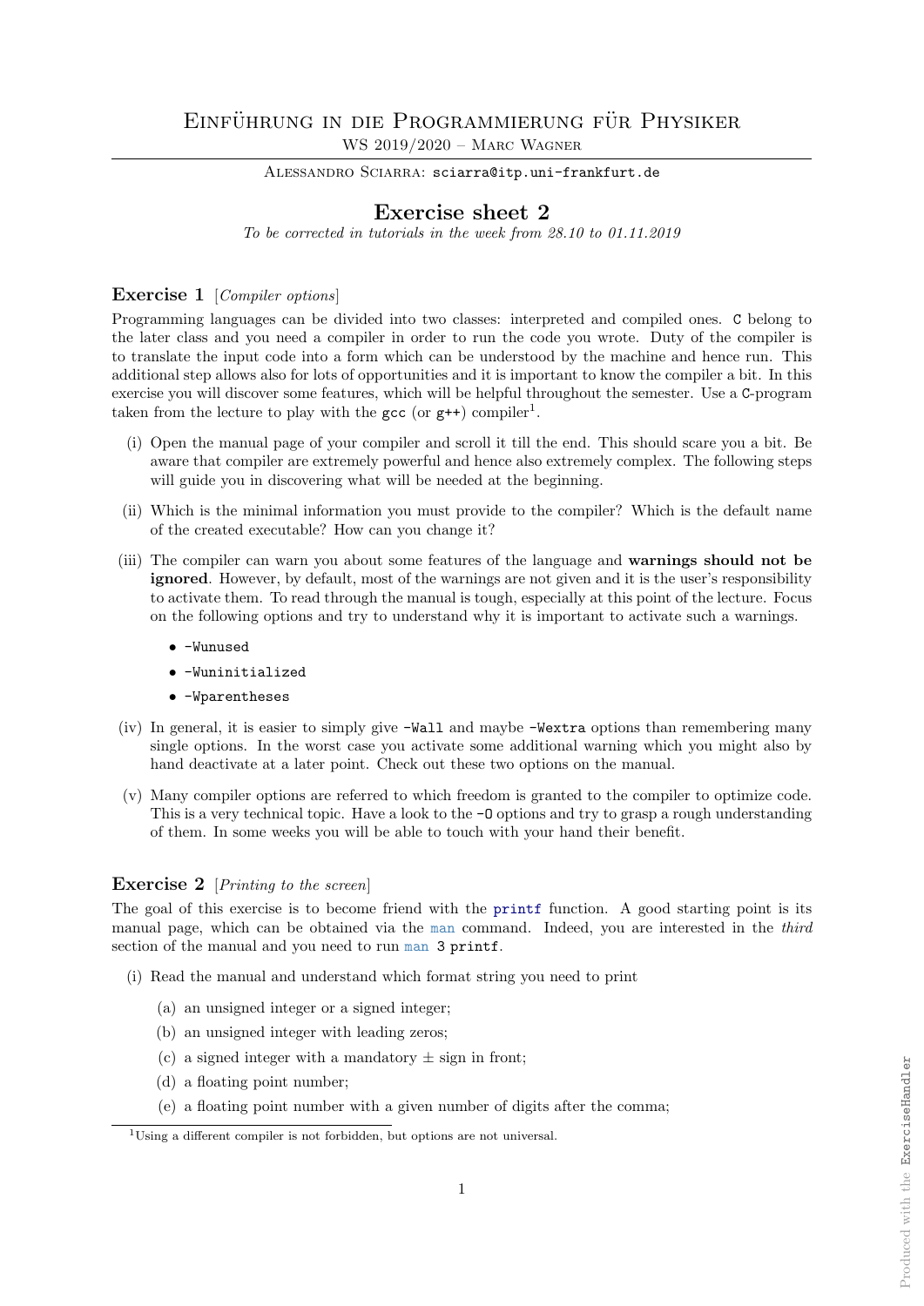# Einführung in die Programmierung für Physiker

WS 2019/2020 – Marc Wagner

Alessandro Sciarra: `sciarra@itp.uni-frankfurt.de`

## Exercise sheet 2

*To be corrected in tutorials in the week from 28.10 to 01.11.2019*

### Exercise 1 [*Compiler options*]

Programming languages can be divided into two classes: interpreted and compiled ones. `C` belong to the later class and you need a compiler in order to run the code you wrote. Duty of the compiler is to translate the input code into a form which can be understood by the machine and hence run. This additional step allows also for lots of opportunities and it is important to know the compiler a bit. In this exercise you will discover some features, which will be helpful throughout the semester. Use a `C`-program taken from the lecture to play with the `gcc` (or `g++`) compiler[1].

(i) Open the manual page of your compiler and scroll it till the end. This should scare you a bit. Be aware that compiler are extremely powerful and hence also extremely complex. The following steps will guide you in discovering what will be needed at the beginning.

(ii) Which is the minimal information you must provide to the compiler? Which is the default name of the created executable? How can you change it?

(iii) The compiler can warn you about some features of the language and **warnings should not be ignored**. However, by default, most of the warnings are not given and it is the user's responsibility to activate them. To read through the manual is tough, especially at this point of the lecture. Focus on the following options and try to understand why it is important to activate such a warnings.

- `-Wunused`
- `-Wuninitialized`
- `-Wparentheses`

(iv) In general, it is easier to simply give `-Wall` and maybe `-Wextra` options than remembering many single options. In the worst case you activate some additional warning which you might also by hand deactivate at a later point. Check out these two options on the manual.

(v) Many compiler options are referred to which freedom is granted to the compiler to optimize code. This is a very technical topic. Have a look to the `-O` options and try to grasp a rough understanding of them. In some weeks you will be able to touch with your hand their benefit.

### Exercise 2 [*Printing to the screen*]

The goal of this exercise is to become friend with the `printf` function. A good starting point is its manual page, which can be obtained via the `man` command. Indeed, you are interested in the *third* section of the manual and you need to run `man 3 printf`.

(i) Read the manual and understand which format string you need to print

(a) an unsigned integer or a signed integer;

(b) an unsigned integer with leading zeros;

(c) a signed integer with a mandatory $\pm$ sign in front;

(d) a floating point number;

(e) a floating point number with a given number of digits after the comma;

[1] Using a different compiler is not forbidden, but options are not universal.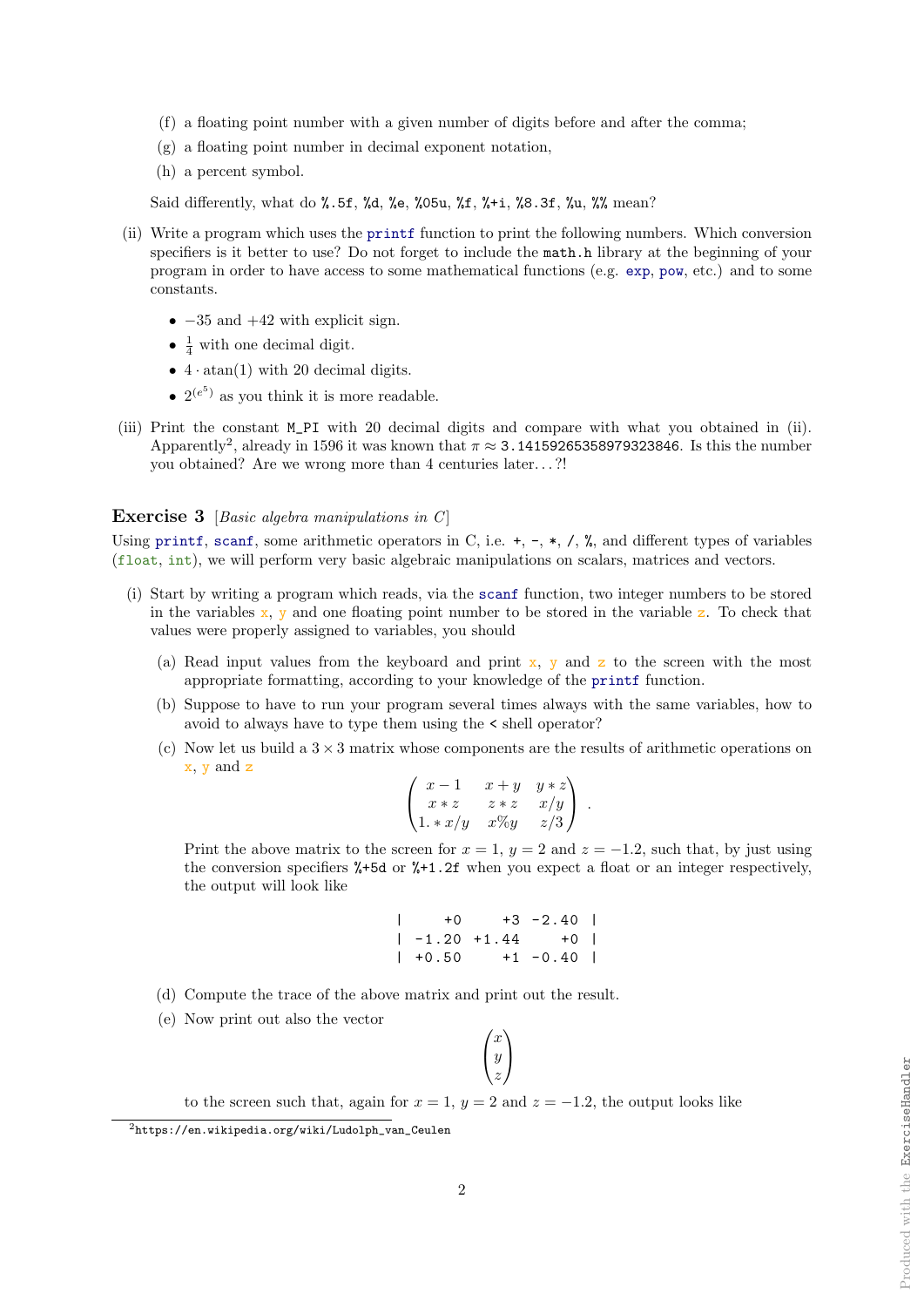(f) a floating point number with a given number of digits before and after the comma;

(g) a floating point number in decimal exponent notation,

(h) a percent symbol.

Said differently, what do `%.5f`, `%d`, `%e`, `%05u`, `%f`, `%+i`, `%8.3f`, `%u`, `%%` mean?

(ii) Write a program which uses the `printf` function to print the following numbers. Which conversion specifiers is it better to use? Do not forget to include the `math.h` library at the beginning of your program in order to have access to some mathematical functions (e.g. `exp`, `pow`, etc.) and to some constants.

- $-35$ and $+42$ with explicit sign.
- $\frac{1}{4}$ with one decimal digit.
- $4 \cdot \mathrm{atan}(1)$ with 20 decimal digits.
- $2^{(e^5)}$ as you think it is more readable.

(iii) Print the constant `M_PI` with 20 decimal digits and compare with what you obtained in (ii). Apparently[2], already in 1596 it was known that $\pi \approx$ `3.14159265358979323846`. Is this the number you obtained? Are we wrong more than 4 centuries later. . . ?!

## Exercise 3 [*Basic algebra manipulations in C*]

Using `printf`, `scanf`, some arithmetic operators in C, i.e. `+`, `-`, `*`, `/`, `%`, and different types of variables (`float`, `int`), we will perform very basic algebraic manipulations on scalars, matrices and vectors.

(i) Start by writing a program which reads, via the `scanf` function, two integer numbers to be stored in the variables `x`, `y` and one floating point number to be stored in the variable `z`. To check that values were properly assigned to variables, you should

(a) Read input values from the keyboard and print `x`, `y` and `z` to the screen with the most appropriate formatting, according to your knowledge of the `printf` function.

(b) Suppose to have to run your program several times always with the same variables, how to avoid to always have to type them using the `<` shell operator?

(c) Now let us build a $3 \times 3$ matrix whose components are the results of arithmetic operations on `x`, `y` and `z`

$$\begin{pmatrix} x-1 & x+y & y*z \\ x*z & z*z & x/y \\ 1.*x/y & x\%y & z/3 \end{pmatrix} .$$

Print the above matrix to the screen for $x = 1$, $y = 2$ and $z = -1.2$, such that, by just using the conversion specifiers `%+5d` or `%+1.2f` when you expect a float or an integer respectively, the output will look like

```
|     +0     +3 -2.40  |
| -1.20 +1.44     +0  |
| +0.50     +1 -0.40  |
```

(d) Compute the trace of the above matrix and print out the result.

(e) Now print out also the vector

$$\begin{pmatrix} x \\ y \\ z \end{pmatrix}$$

to the screen such that, again for $x = 1$, $y = 2$ and $z = -1.2$, the output looks like

[2] https://en.wikipedia.org/wiki/Ludolph_van_Ceulen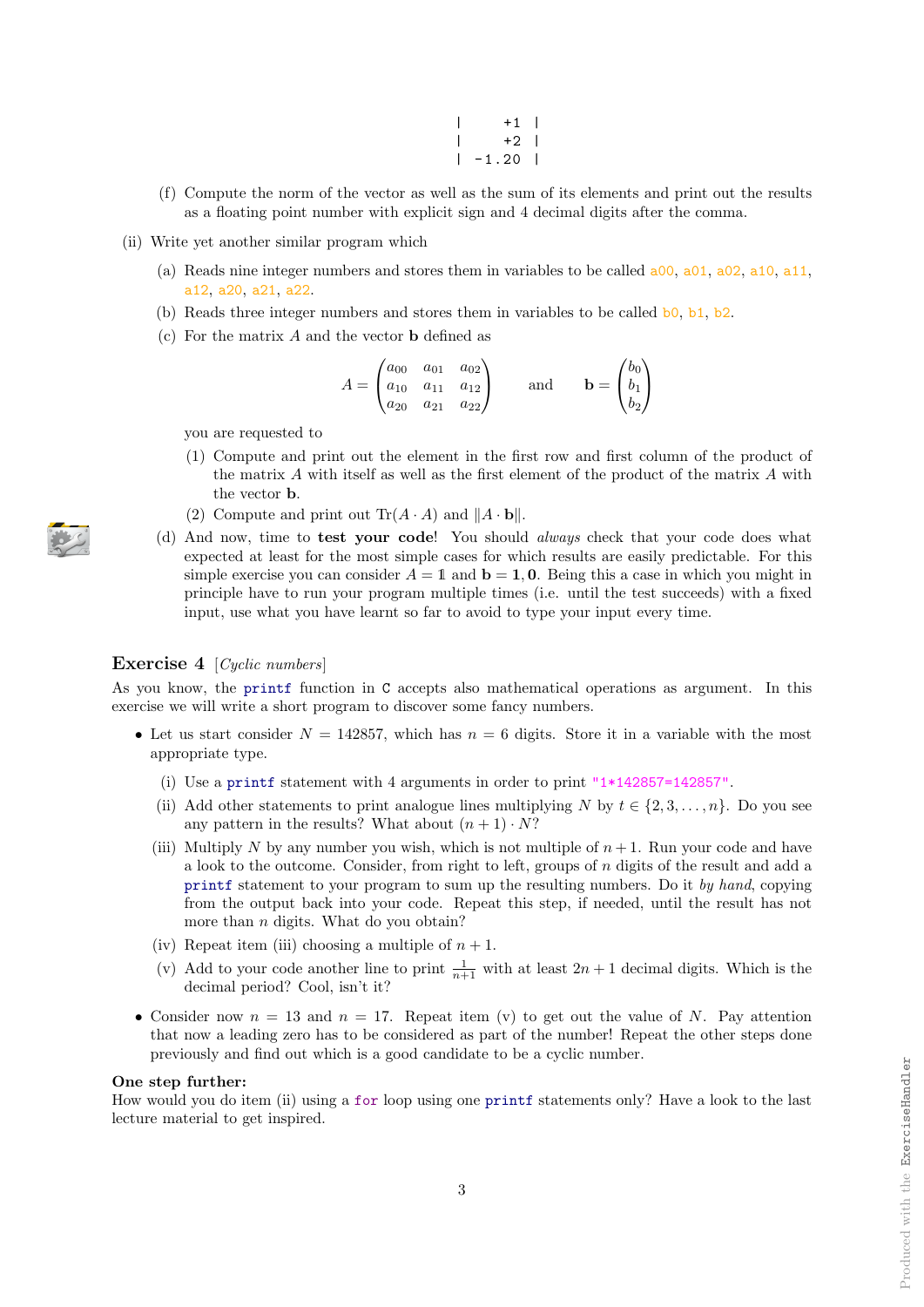```
|     +1 |
|     +2 |
| -1.20 |
```

(f) Compute the norm of the vector as well as the sum of its elements and print out the results as a floating point number with explicit sign and 4 decimal digits after the comma.

(ii) Write yet another similar program which

(a) Reads nine integer numbers and stores them in variables to be called `a00`, `a01`, `a02`, `a10`, `a11`, `a12`, `a20`, `a21`, `a22`.

(b) Reads three integer numbers and stores them in variables to be called `b0`, `b1`, `b2`.

(c) For the matrix $A$ and the vector $\mathbf{b}$ defined as

$$A = \begin{pmatrix} a_{00} & a_{01} & a_{02} \\ a_{10} & a_{11} & a_{12} \\ a_{20} & a_{21} & a_{22} \end{pmatrix} \qquad \text{and} \qquad \mathbf{b} = \begin{pmatrix} b_0 \\ b_1 \\ b_2 \end{pmatrix}$$

you are requested to

(1) Compute and print out the element in the first row and first column of the product of the matrix $A$ with itself as well as the first element of the product of the matrix $A$ with the vector $\mathbf{b}$.

(2) Compute and print out $\mathrm{Tr}(A \cdot A)$ and $\|A \cdot \mathbf{b}\|$.

(d) And now, time to **test your code**! You should *always* check that your code does what expected at least for the most simple cases for which results are easily predictable. For this simple exercise you can consider $A = \mathbb{1}$ and $\mathbf{b} = \mathbf{1}, \mathbf{0}$. Being this a case in which you might in principle have to run your program multiple times (i.e. until the test succeeds) with a fixed input, use what you have learnt so far to avoid to type your input every time.

## Exercise 4 [*Cyclic numbers*]

As you know, the `printf` function in `C` accepts also mathematical operations as argument. In this exercise we will write a short program to discover some fancy numbers.

- Let us start consider $N = 142857$, which has $n = 6$ digits. Store it in a variable with the most appropriate type.

  (i) Use a `printf` statement with 4 arguments in order to print `"1*142857=142857"`.

  (ii) Add other statements to print analogue lines multiplying $N$ by $t \in \{2, 3, \ldots, n\}$. Do you see any pattern in the results? What about $(n+1) \cdot N$?

  (iii) Multiply $N$ by any number you wish, which is not multiple of $n+1$. Run your code and have a look to the outcome. Consider, from right to left, groups of $n$ digits of the result and add a `printf` statement to your program to sum up the resulting numbers. Do it *by hand*, copying from the output back into your code. Repeat this step, if needed, until the result has not more than $n$ digits. What do you obtain?

  (iv) Repeat item (iii) choosing a multiple of $n+1$.

  (v) Add to your code another line to print $\frac{1}{n+1}$ with at least $2n+1$ decimal digits. Which is the decimal period? Cool, isn't it?

- Consider now $n = 13$ and $n = 17$. Repeat item (v) to get out the value of $N$. Pay attention that now a leading zero has to be considered as part of the number! Repeat the other steps done previously and find out which is a good candidate to be a cyclic number.

**One step further:**
How would you do item (ii) using a `for` loop using one `printf` statements only? Have a look to the last lecture material to get inspired.